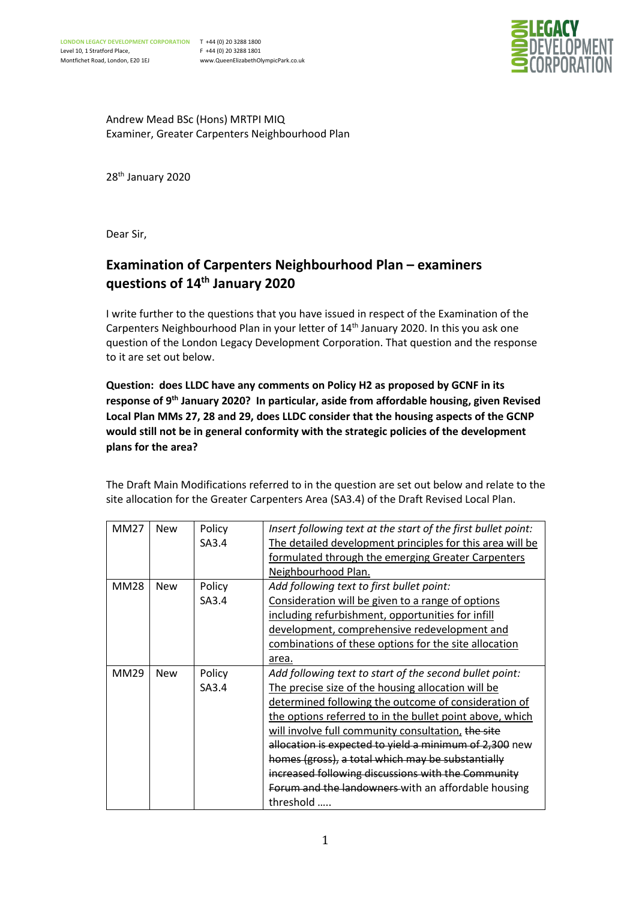LONDON LEGACY DEVELOPMENT CORPORATION
Level 10, 1 Stratford Place,
Montfichet Road, London, E20 1EJ

T +44 (0) 20 3288 1800
F +44 (0) 20 3288 1801
www.QueenElizabethOlympicPark.co.uk

Andrew Mead BSc (Hons) MRTPI MIQ
Examiner, Greater Carpenters Neighbourhood Plan

28th January 2020

Dear Sir,

## Examination of Carpenters Neighbourhood Plan – examiners questions of 14th January 2020

I write further to the questions that you have issued in respect of the Examination of the Carpenters Neighbourhood Plan in your letter of 14th January 2020. In this you ask one question of the London Legacy Development Corporation. That question and the response to it are set out below.

**Question: does LLDC have any comments on Policy H2 as proposed by GCNF in its response of 9th January 2020? In particular, aside from affordable housing, given Revised Local Plan MMs 27, 28 and 29, does LLDC consider that the housing aspects of the GCNP would still not be in general conformity with the strategic policies of the development plans for the area?**

The Draft Main Modifications referred to in the question are set out below and relate to the site allocation for the Greater Carpenters Area (SA3.4) of the Draft Revised Local Plan.

| MM27 | New | Policy SA3.4 | *Insert following text at the start of the first bullet point:* <u>The detailed development principles for this area will be formulated through the emerging Greater Carpenters Neighbourhood Plan.</u> |
|---|---|---|---|
| MM28 | New | Policy SA3.4 | *Add following text to first bullet point:* <u>Consideration will be given to a range of options including refurbishment, opportunities for infill development, comprehensive redevelopment and combinations of these options for the site allocation area.</u> |
| MM29 | New | Policy SA3.4 | *Add following text to start of the second bullet point:* <u>The precise size of the housing allocation will be determined following the outcome of consideration of the options referred to in the bullet point above, which will involve full community consultation,</u> ~~the site allocation is expected to yield a minimum of 2,300~~ new ~~homes (gross), a total which may be substantially increased following discussions with the Community Forum and the landowners~~ with an affordable housing threshold ….. |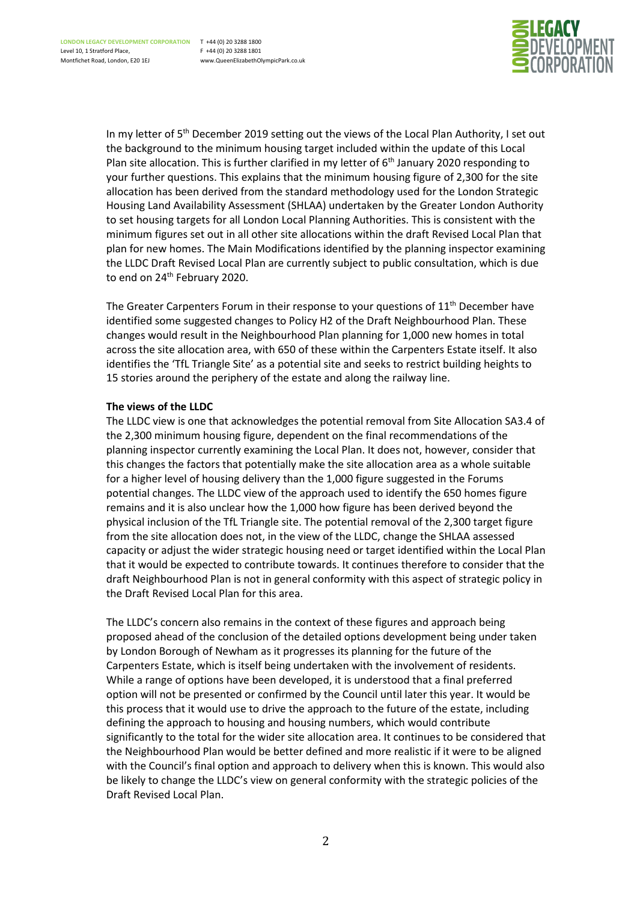In my letter of 5th December 2019 setting out the views of the Local Plan Authority, I set out the background to the minimum housing target included within the update of this Local Plan site allocation. This is further clarified in my letter of 6th January 2020 responding to your further questions. This explains that the minimum housing figure of 2,300 for the site allocation has been derived from the standard methodology used for the London Strategic Housing Land Availability Assessment (SHLAA) undertaken by the Greater London Authority to set housing targets for all London Local Planning Authorities. This is consistent with the minimum figures set out in all other site allocations within the draft Revised Local Plan that plan for new homes. The Main Modifications identified by the planning inspector examining the LLDC Draft Revised Local Plan are currently subject to public consultation, which is due to end on 24th February 2020.

The Greater Carpenters Forum in their response to your questions of 11th December have identified some suggested changes to Policy H2 of the Draft Neighbourhood Plan. These changes would result in the Neighbourhood Plan planning for 1,000 new homes in total across the site allocation area, with 650 of these within the Carpenters Estate itself. It also identifies the 'TfL Triangle Site' as a potential site and seeks to restrict building heights to 15 stories around the periphery of the estate and along the railway line.

**The views of the LLDC**

The LLDC view is one that acknowledges the potential removal from Site Allocation SA3.4 of the 2,300 minimum housing figure, dependent on the final recommendations of the planning inspector currently examining the Local Plan. It does not, however, consider that this changes the factors that potentially make the site allocation area as a whole suitable for a higher level of housing delivery than the 1,000 figure suggested in the Forums potential changes. The LLDC view of the approach used to identify the 650 homes figure remains and it is also unclear how the 1,000 how figure has been derived beyond the physical inclusion of the TfL Triangle site. The potential removal of the 2,300 target figure from the site allocation does not, in the view of the LLDC, change the SHLAA assessed capacity or adjust the wider strategic housing need or target identified within the Local Plan that it would be expected to contribute towards. It continues therefore to consider that the draft Neighbourhood Plan is not in general conformity with this aspect of strategic policy in the Draft Revised Local Plan for this area.

The LLDC's concern also remains in the context of these figures and approach being proposed ahead of the conclusion of the detailed options development being under taken by London Borough of Newham as it progresses its planning for the future of the Carpenters Estate, which is itself being undertaken with the involvement of residents. While a range of options have been developed, it is understood that a final preferred option will not be presented or confirmed by the Council until later this year. It would be this process that it would use to drive the approach to the future of the estate, including defining the approach to housing and housing numbers, which would contribute significantly to the total for the wider site allocation area. It continues to be considered that the Neighbourhood Plan would be better defined and more realistic if it were to be aligned with the Council's final option and approach to delivery when this is known. This would also be likely to change the LLDC's view on general conformity with the strategic policies of the Draft Revised Local Plan.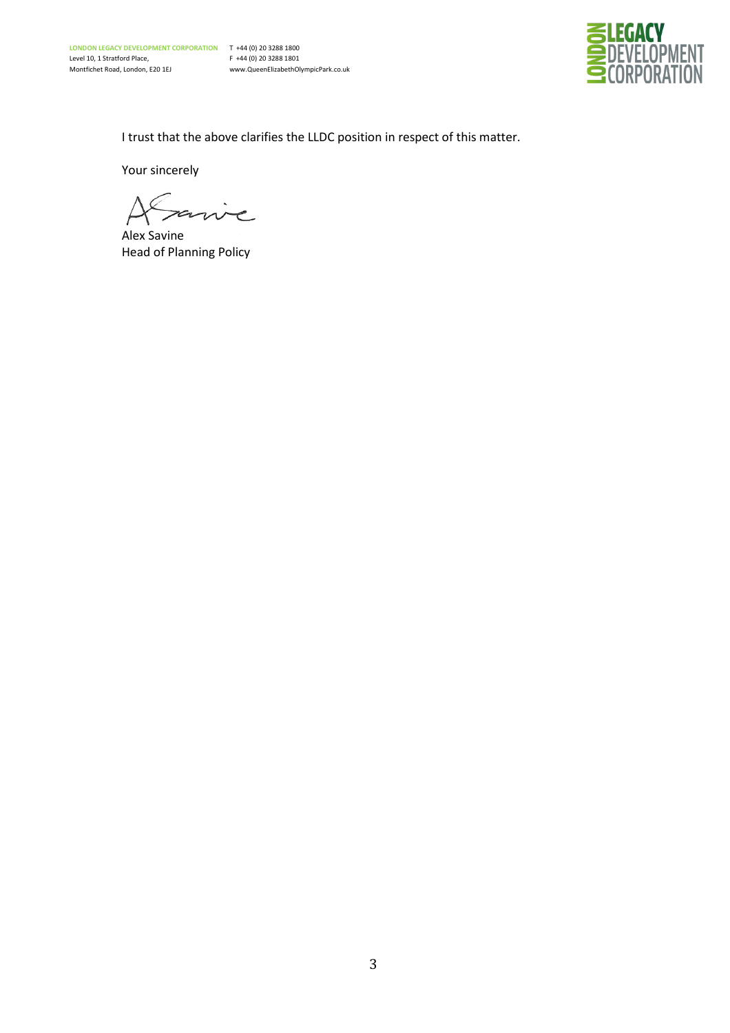I trust that the above clarifies the LLDC position in respect of this matter.

Your sincerely

Alex Savine
Head of Planning Policy